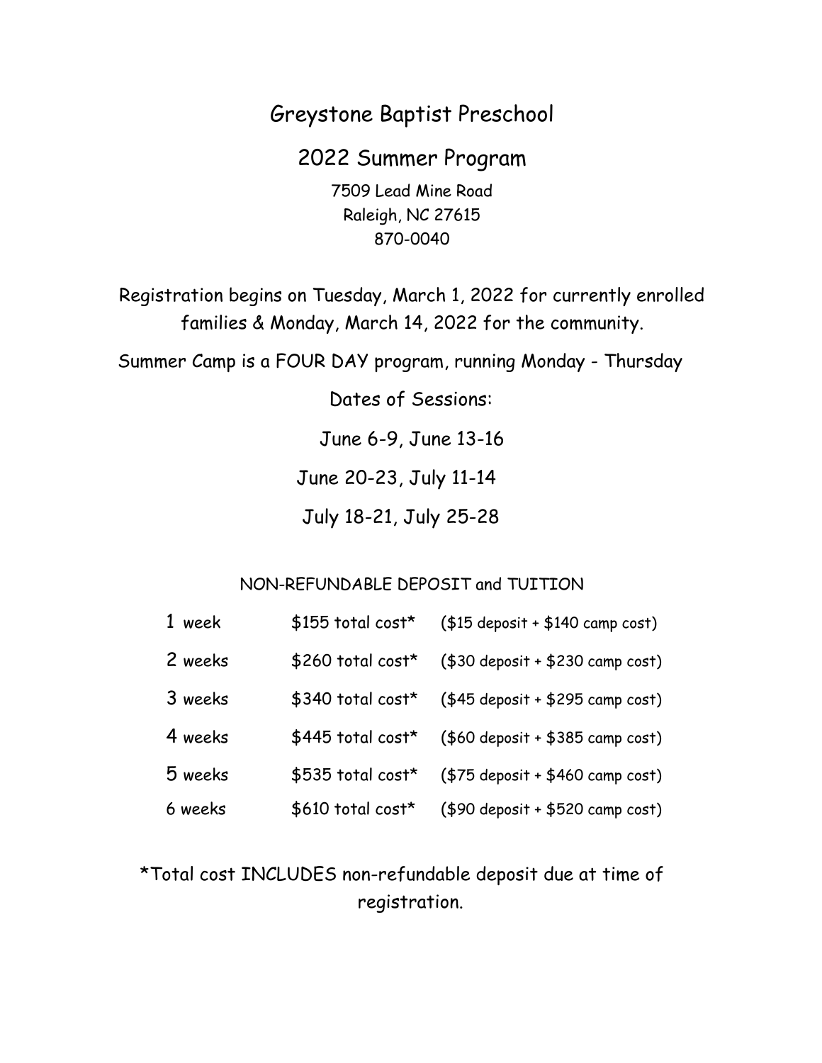# Greystone Baptist Preschool

## 2022 Summer Program

7509 Lead Mine Road
Raleigh, NC 27615
870-0040

Registration begins on Tuesday, March 1, 2022 for currently enrolled families & Monday, March 14, 2022 for the community.

Summer Camp is a FOUR DAY program, running Monday - Thursday

Dates of Sessions:

June 6-9, June 13-16

June 20-23, July 11-14

July 18-21, July 25-28

NON-REFUNDABLE DEPOSIT and TUITION

| | | |
|---|---|---|
| 1 week | $155 total cost* | ($15 deposit + $140 camp cost) |
| 2 weeks | $260 total cost* | ($30 deposit + $230 camp cost) |
| 3 weeks | $340 total cost* | ($45 deposit + $295 camp cost) |
| 4 weeks | $445 total cost* | ($60 deposit + $385 camp cost) |
| 5 weeks | $535 total cost* | ($75 deposit + $460 camp cost) |
| 6 weeks | $610 total cost* | ($90 deposit + $520 camp cost) |

*Total cost INCLUDES non-refundable deposit due at time of registration.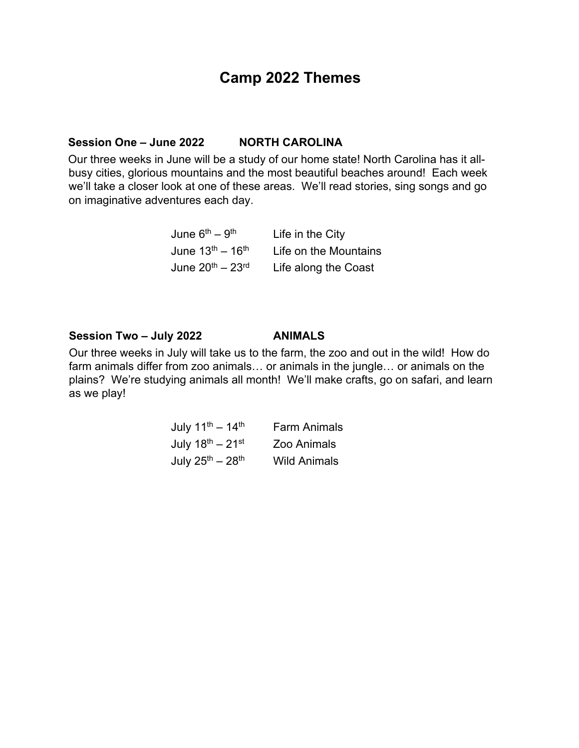# Camp 2022 Themes

## Session One – June 2022 NORTH CAROLINA

Our three weeks in June will be a study of our home state! North Carolina has it all- busy cities, glorious mountains and the most beautiful beaches around! Each week we'll take a closer look at one of these areas. We'll read stories, sing songs and go on imaginative adventures each day.

| | |
|---|---|
| June 6th – 9th | Life in the City |
| June 13th – 16th | Life on the Mountains |
| June 20th – 23rd | Life along the Coast |

## Session Two – July 2022 ANIMALS

Our three weeks in July will take us to the farm, the zoo and out in the wild! How do farm animals differ from zoo animals… or animals in the jungle… or animals on the plains? We're studying animals all month! We'll make crafts, go on safari, and learn as we play!

| | |
|---|---|
| July 11th – 14th | Farm Animals |
| July 18th – 21st | Zoo Animals |
| July 25th – 28th | Wild Animals |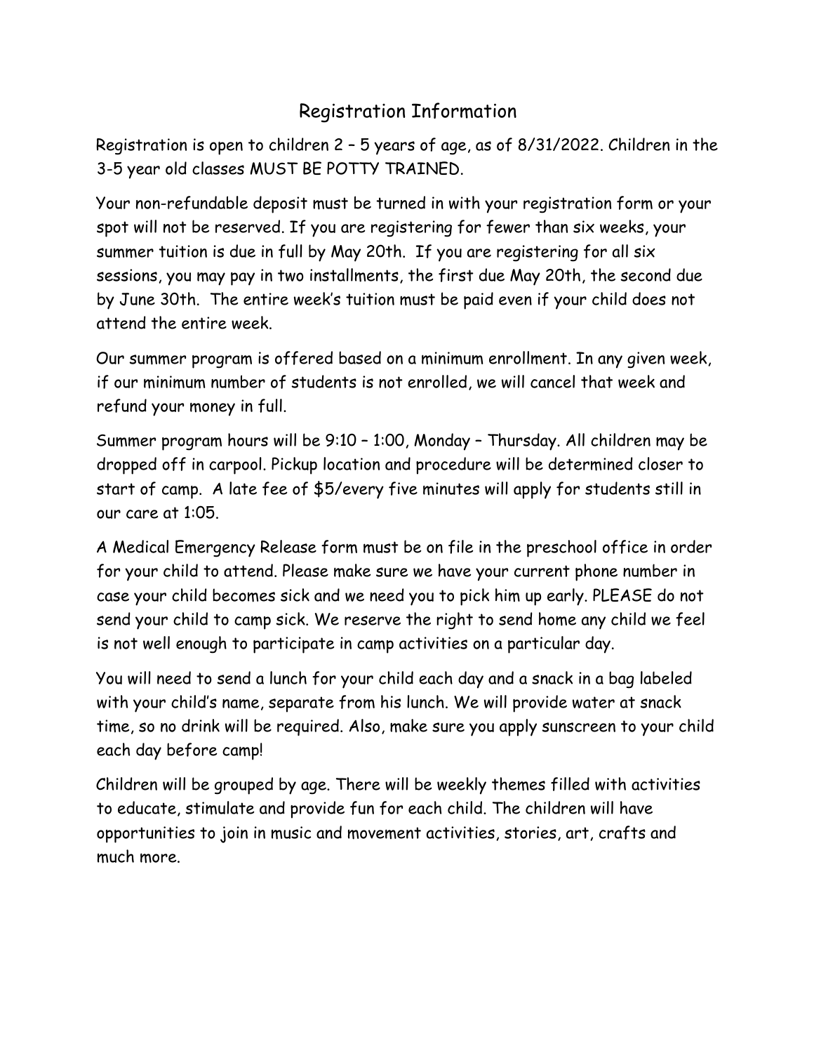# Registration Information

Registration is open to children 2 – 5 years of age, as of 8/31/2022. Children in the 3-5 year old classes MUST BE POTTY TRAINED.

Your non-refundable deposit must be turned in with your registration form or your spot will not be reserved. If you are registering for fewer than six weeks, your summer tuition is due in full by May 20th. If you are registering for all six sessions, you may pay in two installments, the first due May 20th, the second due by June 30th. The entire week's tuition must be paid even if your child does not attend the entire week.

Our summer program is offered based on a minimum enrollment. In any given week, if our minimum number of students is not enrolled, we will cancel that week and refund your money in full.

Summer program hours will be 9:10 – 1:00, Monday – Thursday. All children may be dropped off in carpool. Pickup location and procedure will be determined closer to start of camp. A late fee of $5/every five minutes will apply for students still in our care at 1:05.

A Medical Emergency Release form must be on file in the preschool office in order for your child to attend. Please make sure we have your current phone number in case your child becomes sick and we need you to pick him up early. PLEASE do not send your child to camp sick. We reserve the right to send home any child we feel is not well enough to participate in camp activities on a particular day.

You will need to send a lunch for your child each day and a snack in a bag labeled with your child's name, separate from his lunch. We will provide water at snack time, so no drink will be required. Also, make sure you apply sunscreen to your child each day before camp!

Children will be grouped by age. There will be weekly themes filled with activities to educate, stimulate and provide fun for each child. The children will have opportunities to join in music and movement activities, stories, art, crafts and much more.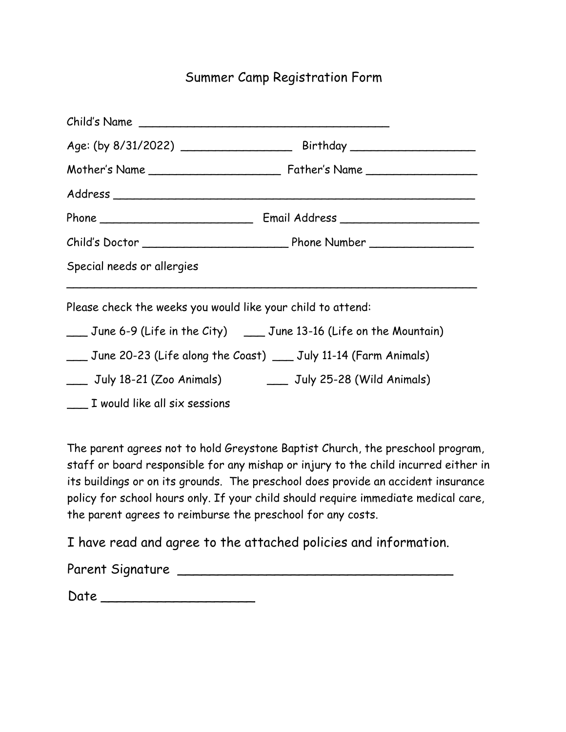# Summer Camp Registration Form

Child's Name ____________________________________

Age: (by 8/31/2022) ________________ Birthday __________________

Mother's Name ___________________ Father's Name ________________

Address _____________________________________________________

Phone ______________________ Email Address ____________________

Child's Doctor _____________________ Phone Number _______________

Special needs or allergies

_____________________________________________________________

Please check the weeks you would like your child to attend:

___ June 6-9 (Life in the City) ___ June 13-16 (Life on the Mountain)

___ June 20-23 (Life along the Coast) ___ July 11-14 (Farm Animals)

___ July 18-21 (Zoo Animals) ___ July 25-28 (Wild Animals)

___ I would like all six sessions

The parent agrees not to hold Greystone Baptist Church, the preschool program, staff or board responsible for any mishap or injury to the child incurred either in its buildings or on its grounds. The preschool does provide an accident insurance policy for school hours only. If your child should require immediate medical care, the parent agrees to reimburse the preschool for any costs.

I have read and agree to the attached policies and information.

Parent Signature ___________________________________

Date ___________________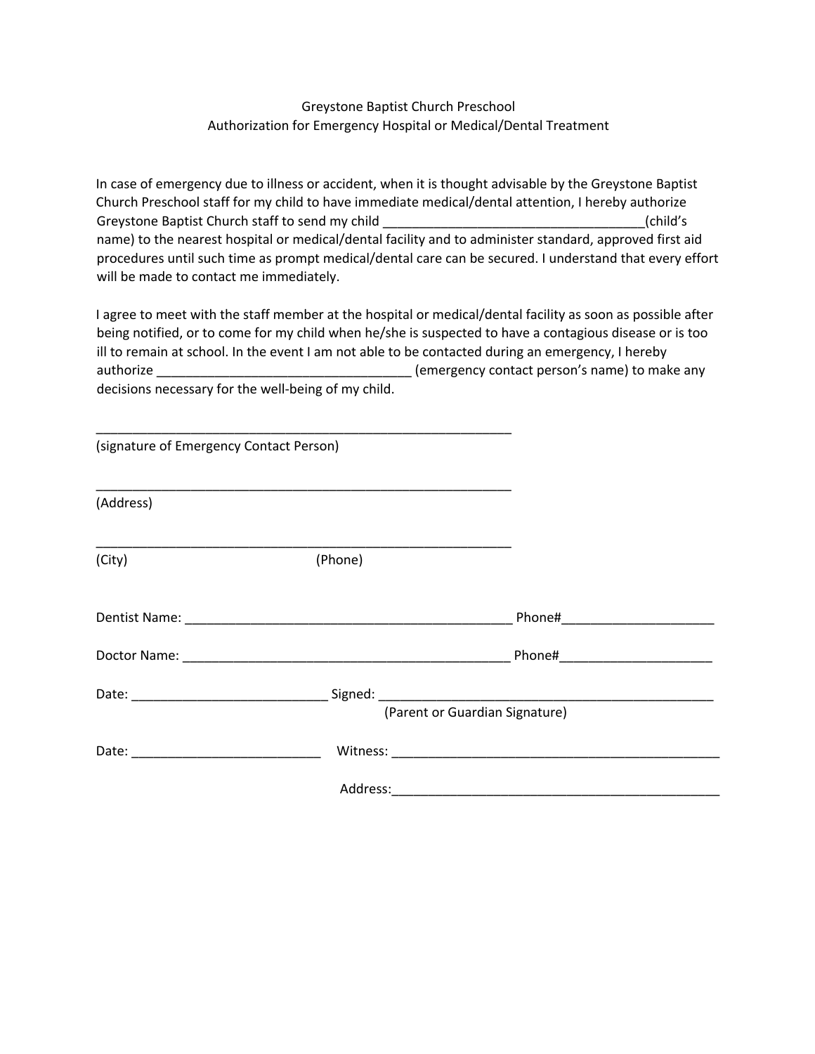Greystone Baptist Church Preschool
Authorization for Emergency Hospital or Medical/Dental Treatment

In case of emergency due to illness or accident, when it is thought advisable by the Greystone Baptist Church Preschool staff for my child to have immediate medical/dental attention, I hereby authorize Greystone Baptist Church staff to send my child ____________________________________(child's name) to the nearest hospital or medical/dental facility and to administer standard, approved first aid procedures until such time as prompt medical/dental care can be secured. I understand that every effort will be made to contact me immediately.

I agree to meet with the staff member at the hospital or medical/dental facility as soon as possible after being notified, or to come for my child when he/she is suspected to have a contagious disease or is too ill to remain at school. In the event I am not able to be contacted during an emergency, I hereby authorize __________________________________ (emergency contact person's name) to make any decisions necessary for the well-being of my child.

_________________________________________________________
(signature of Emergency Contact Person)

_________________________________________________________
(Address)

_________________________________________________________
(City) (Phone)

Dentist Name: ____________________________________________ Phone#____________________

Doctor Name: ____________________________________________ Phone#____________________

Date: __________________________ Signed: ______________________________________________
(Parent or Guardian Signature)

Date: _________________________ Witness: ______________________________________________

Address:_____________________________________________